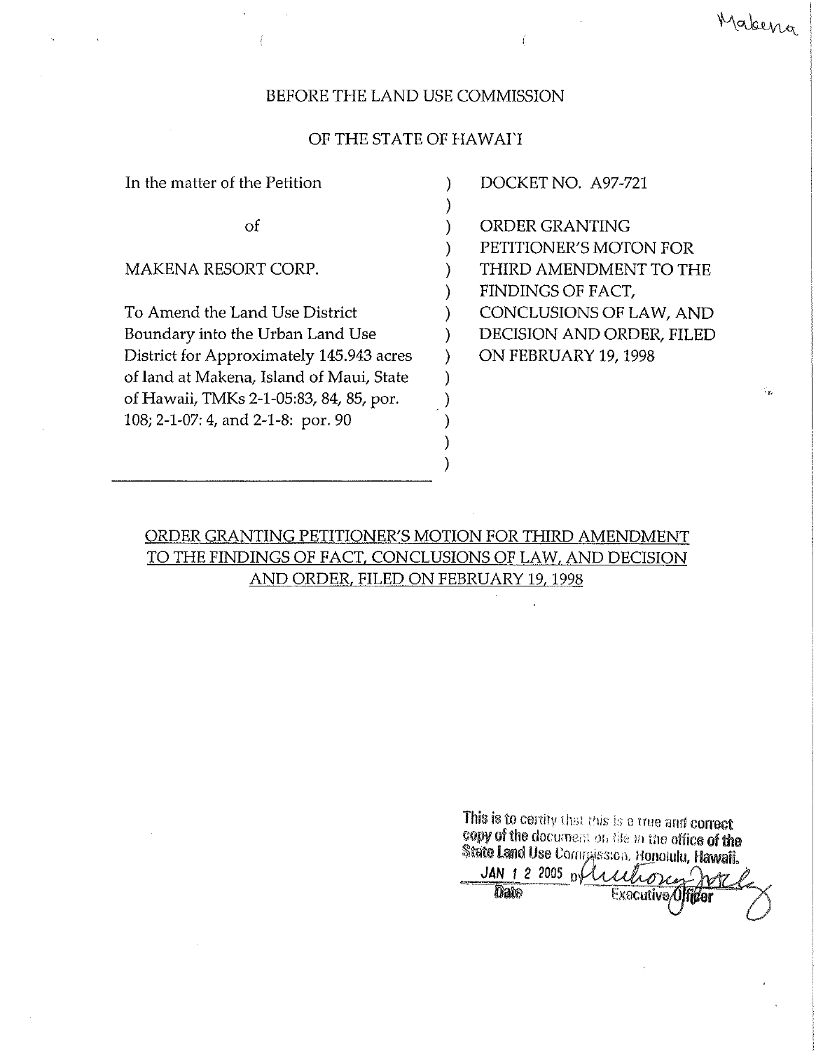Makena

BEFORE THE LAND USE COMMISSION

OF THE STATE OF HAWAI'I

| | | |
|---|---|---|
| In the matter of the Petition<br><br>of<br><br>MAKENA RESORT CORP.<br><br>To Amend the Land Use District Boundary into the Urban Land Use District for Approximately 145.943 acres of land at Makena, Island of Maui, State of Hawaii, TMKs 2-1-05:83, 84, 85, por. 108; 2-1-07: 4, and 2-1-8: por. 90 | ) | DOCKET NO. A97-721<br><br>ORDER GRANTING PETITIONER'S MOTON FOR THIRD AMENDMENT TO THE FINDINGS OF FACT, CONCLUSIONS OF LAW, AND DECISION AND ORDER, FILED ON FEBRUARY 19, 1998 |

ORDER GRANTING PETITIONER'S MOTION FOR THIRD AMENDMENT TO THE FINDINGS OF FACT, CONCLUSIONS OF LAW, AND DECISION AND ORDER, FILED ON FEBRUARY 19, 1998

This is to certify that this is a true and correct copy of the document on file in the office of the State Land Use Commission, Honolulu, Hawaii.

JAN 1 2 2005 by [signature]

Date Executive Officer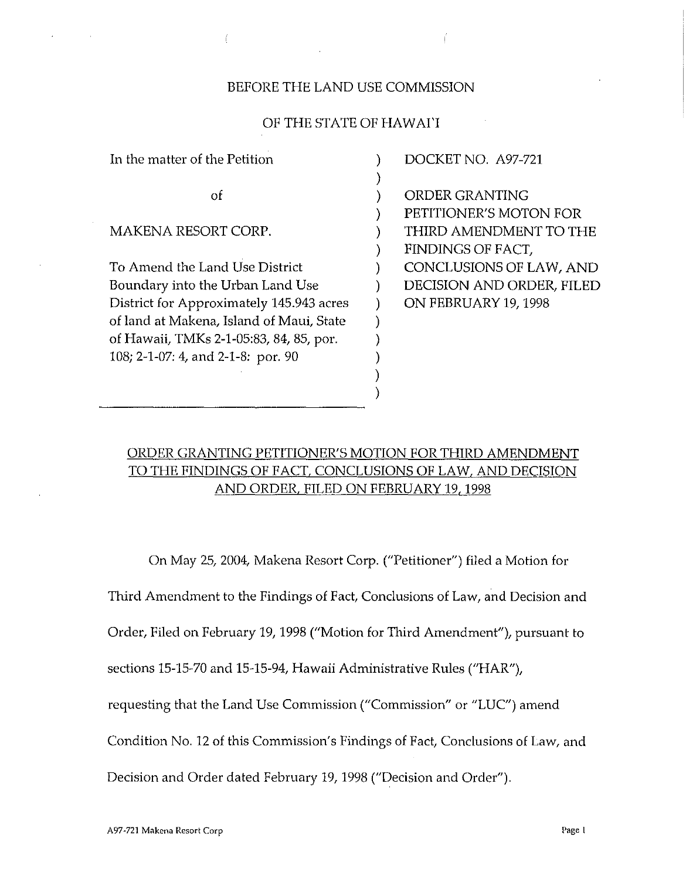BEFORE THE LAND USE COMMISSION

OF THE STATE OF HAWAI'I

| | | |
|---|---|---|
| In the matter of the Petition<br><br>of<br><br>MAKENA RESORT CORP.<br><br>To Amend the Land Use District Boundary into the Urban Land Use District for Approximately 145.943 acres of land at Makena, Island of Maui, State of Hawaii, TMKs 2-1-05:83, 84, 85, por. 108; 2-1-07: 4, and 2-1-8: por. 90 | ) | DOCKET NO. A97-721<br><br>ORDER GRANTING PETITIONER'S MOTON FOR THIRD AMENDMENT TO THE FINDINGS OF FACT, CONCLUSIONS OF LAW, AND DECISION AND ORDER, FILED ON FEBRUARY 19, 1998 |

ORDER GRANTING PETITIONER'S MOTION FOR THIRD AMENDMENT TO THE FINDINGS OF FACT, CONCLUSIONS OF LAW, AND DECISION AND ORDER, FILED ON FEBRUARY 19, 1998

On May 25, 2004, Makena Resort Corp. ("Petitioner") filed a Motion for Third Amendment to the Findings of Fact, Conclusions of Law, and Decision and Order, Filed on February 19, 1998 ("Motion for Third Amendment"), pursuant to sections 15-15-70 and 15-15-94, Hawaii Administrative Rules ("HAR"), requesting that the Land Use Commission ("Commission" or "LUC") amend Condition No. 12 of this Commission's Findings of Fact, Conclusions of Law, and Decision and Order dated February 19, 1998 ("Decision and Order").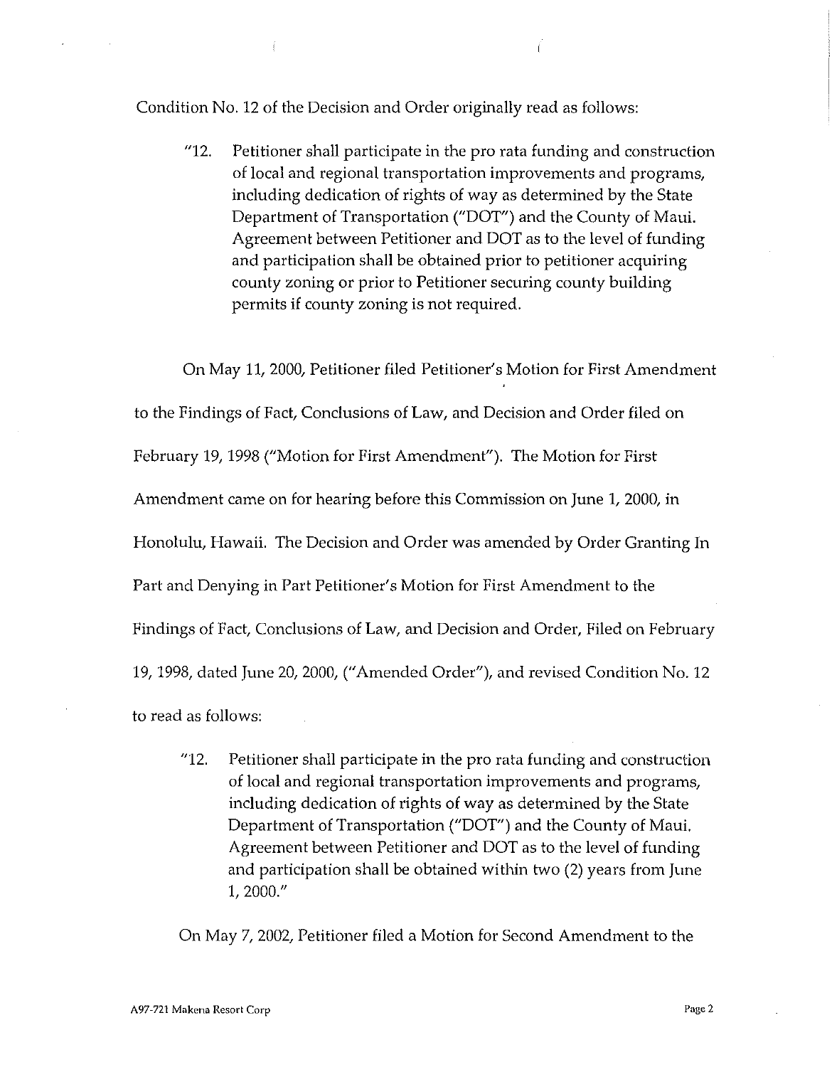Condition No. 12 of the Decision and Order originally read as follows:

> "12. Petitioner shall participate in the pro rata funding and construction of local and regional transportation improvements and programs, including dedication of rights of way as determined by the State Department of Transportation ("DOT") and the County of Maui. Agreement between Petitioner and DOT as to the level of funding and participation shall be obtained prior to petitioner acquiring county zoning or prior to Petitioner securing county building permits if county zoning is not required.

On May 11, 2000, Petitioner filed Petitioner's Motion for First Amendment to the Findings of Fact, Conclusions of Law, and Decision and Order filed on February 19, 1998 ("Motion for First Amendment"). The Motion for First Amendment came on for hearing before this Commission on June 1, 2000, in Honolulu, Hawaii. The Decision and Order was amended by Order Granting In Part and Denying in Part Petitioner's Motion for First Amendment to the Findings of Fact, Conclusions of Law, and Decision and Order, Filed on February 19, 1998, dated June 20, 2000, ("Amended Order"), and revised Condition No. 12 to read as follows:

> "12. Petitioner shall participate in the pro rata funding and construction of local and regional transportation improvements and programs, including dedication of rights of way as determined by the State Department of Transportation ("DOT") and the County of Maui. Agreement between Petitioner and DOT as to the level of funding and participation shall be obtained within two (2) years from June 1, 2000."

On May 7, 2002, Petitioner filed a Motion for Second Amendment to the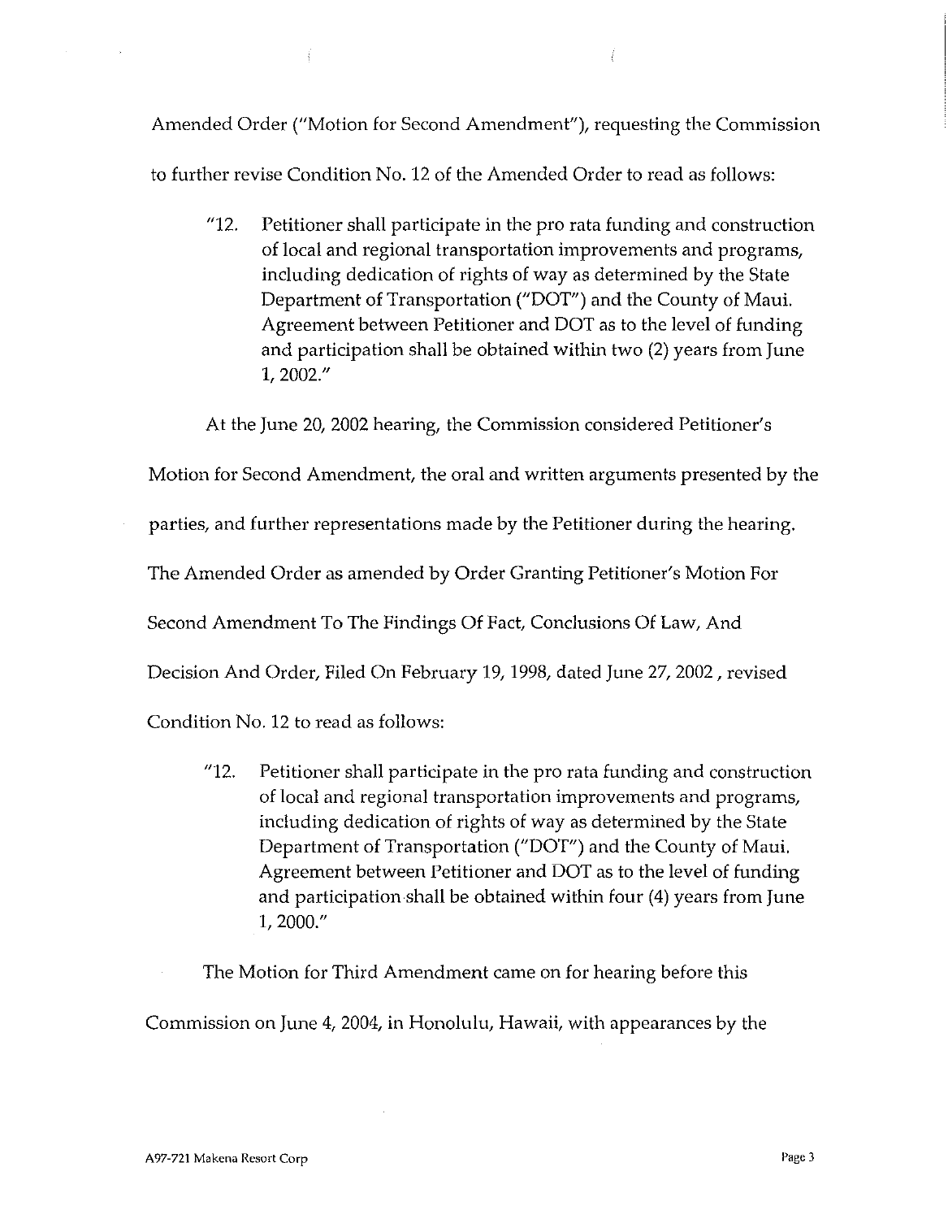Amended Order ("Motion for Second Amendment"), requesting the Commission to further revise Condition No. 12 of the Amended Order to read as follows:

> "12. Petitioner shall participate in the pro rata funding and construction of local and regional transportation improvements and programs, including dedication of rights of way as determined by the State Department of Transportation ("DOT") and the County of Maui. Agreement between Petitioner and DOT as to the level of funding and participation shall be obtained within two (2) years from June 1, 2002."

At the June 20, 2002 hearing, the Commission considered Petitioner's Motion for Second Amendment, the oral and written arguments presented by the parties, and further representations made by the Petitioner during the hearing. The Amended Order as amended by Order Granting Petitioner's Motion For Second Amendment To The Findings Of Fact, Conclusions Of Law, And Decision And Order, Filed On February 19, 1998, dated June 27, 2002 , revised Condition No. 12 to read as follows:

> "12. Petitioner shall participate in the pro rata funding and construction of local and regional transportation improvements and programs, including dedication of rights of way as determined by the State Department of Transportation ("DOT") and the County of Maui. Agreement between Petitioner and DOT as to the level of funding and participation shall be obtained within four (4) years from June 1, 2000."

The Motion for Third Amendment came on for hearing before this Commission on June 4, 2004, in Honolulu, Hawaii, with appearances by the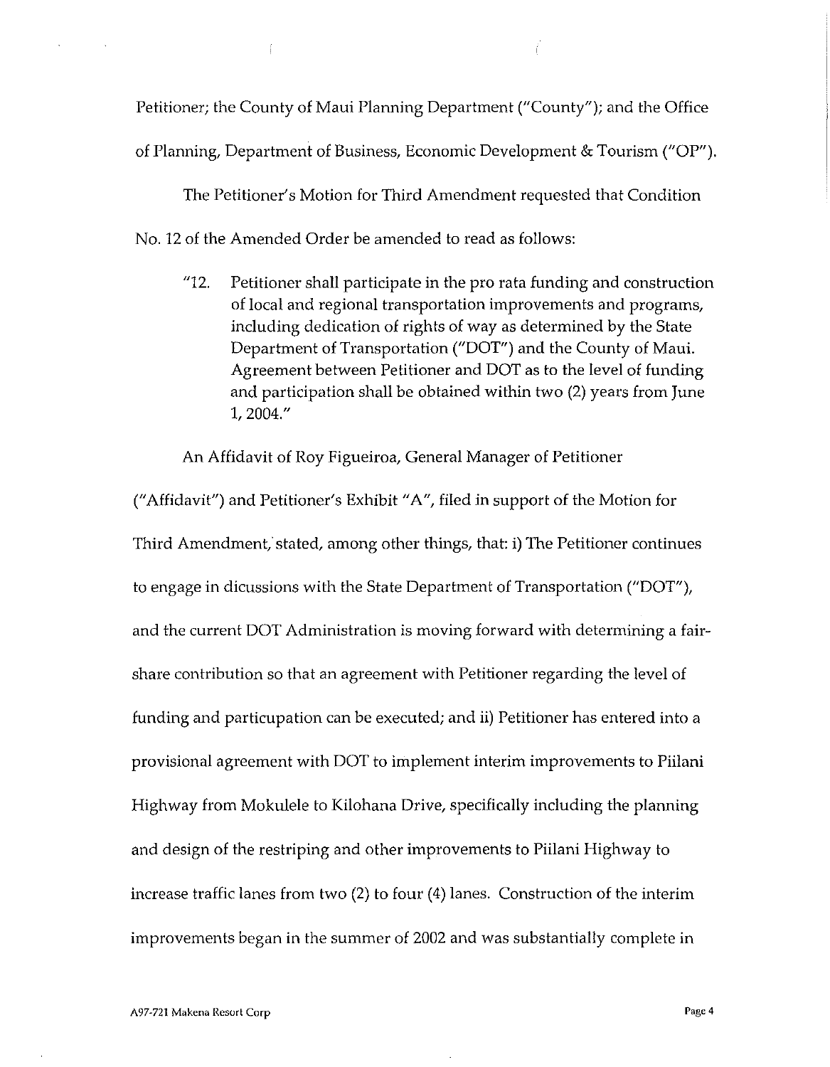Petitioner; the County of Maui Planning Department ("County"); and the Office of Planning, Department of Business, Economic Development & Tourism ("OP").

The Petitioner's Motion for Third Amendment requested that Condition No. 12 of the Amended Order be amended to read as follows:

> "12. Petitioner shall participate in the pro rata funding and construction of local and regional transportation improvements and programs, including dedication of rights of way as determined by the State Department of Transportation ("DOT") and the County of Maui. Agreement between Petitioner and DOT as to the level of funding and participation shall be obtained within two (2) years from June 1, 2004."

An Affidavit of Roy Figueiroa, General Manager of Petitioner ("Affidavit") and Petitioner's Exhibit "A", filed in support of the Motion for Third Amendment, stated, among other things, that: i) The Petitioner continues to engage in dicussions with the State Department of Transportation ("DOT"), and the current DOT Administration is moving forward with determining a fair-share contribution so that an agreement with Petitioner regarding the level of funding and particupation can be executed; and ii) Petitioner has entered into a provisional agreement with DOT to implement interim improvements to Piilani Highway from Mokulele to Kilohana Drive, specifically including the planning and design of the restriping and other improvements to Piilani Highway to increase traffic lanes from two (2) to four (4) lanes. Construction of the interim improvements began in the summer of 2002 and was substantially complete in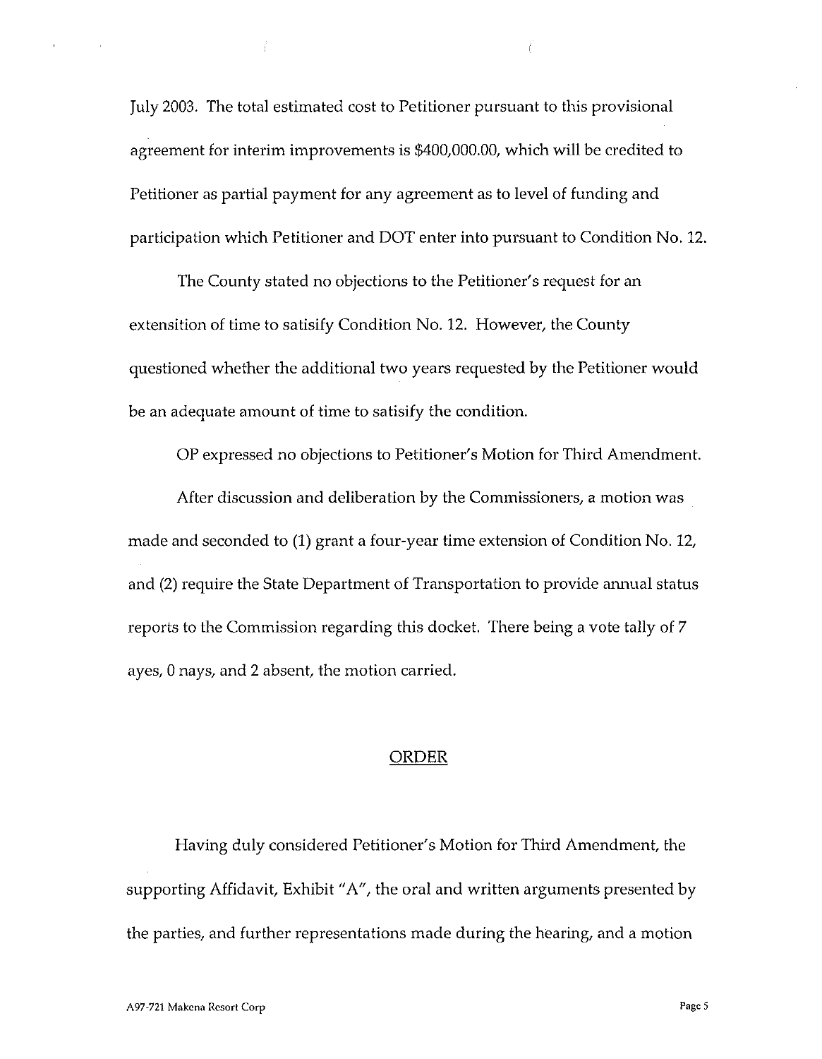July 2003. The total estimated cost to Petitioner pursuant to this provisional agreement for interim improvements is $400,000.00, which will be credited to Petitioner as partial payment for any agreement as to level of funding and participation which Petitioner and DOT enter into pursuant to Condition No. 12.

The County stated no objections to the Petitioner's request for an extensition of time to satisify Condition No. 12. However, the County questioned whether the additional two years requested by the Petitioner would be an adequate amount of time to satisify the condition.

OP expressed no objections to Petitioner's Motion for Third Amendment.

After discussion and deliberation by the Commissioners, a motion was made and seconded to (1) grant a four-year time extension of Condition No. 12, and (2) require the State Department of Transportation to provide annual status reports to the Commission regarding this docket. There being a vote tally of 7 ayes, 0 nays, and 2 absent, the motion carried.

## ORDER

Having duly considered Petitioner's Motion for Third Amendment, the supporting Affidavit, Exhibit "A", the oral and written arguments presented by the parties, and further representations made during the hearing, and a motion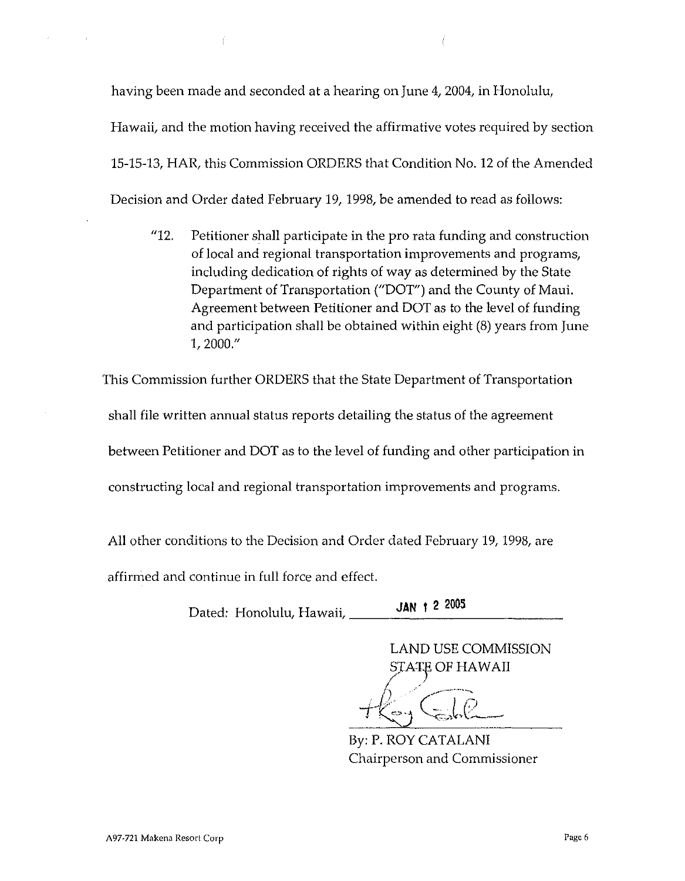having been made and seconded at a hearing on June 4, 2004, in Honolulu, Hawaii, and the motion having received the affirmative votes required by section 15-15-13, HAR, this Commission ORDERS that Condition No. 12 of the Amended Decision and Order dated February 19, 1998, be amended to read as follows:

> "12. Petitioner shall participate in the pro rata funding and construction of local and regional transportation improvements and programs, including dedication of rights of way as determined by the State Department of Transportation ("DOT") and the County of Maui. Agreement between Petitioner and DOT as to the level of funding and participation shall be obtained within eight (8) years from June 1, 2000."

This Commission further ORDERS that the State Department of Transportation shall file written annual status reports detailing the status of the agreement between Petitioner and DOT as to the level of funding and other participation in constructing local and regional transportation improvements and programs.

All other conditions to the Decision and Order dated February 19, 1998, are affirmed and continue in full force and effect.

Dated: Honolulu, Hawaii, JAN 12 2005

LAND USE COMMISSION
STATE OF HAWAII

By: P. ROY CATALANI
Chairperson and Commissioner

A97-721 Makena Resort Corp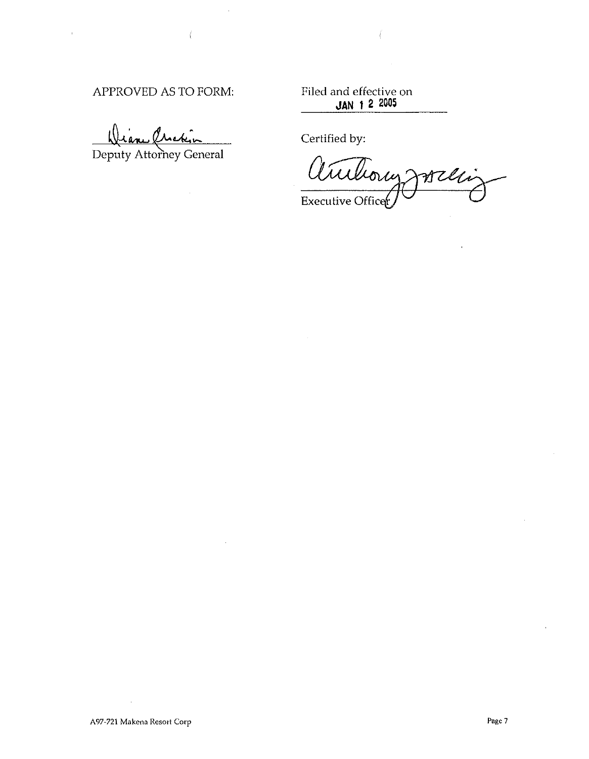APPROVED AS TO FORM:

Deputy Attorney General

Filed and effective on
JAN 12 2005

Certified by:

Executive Officer

A97-721 Makena Resort Corp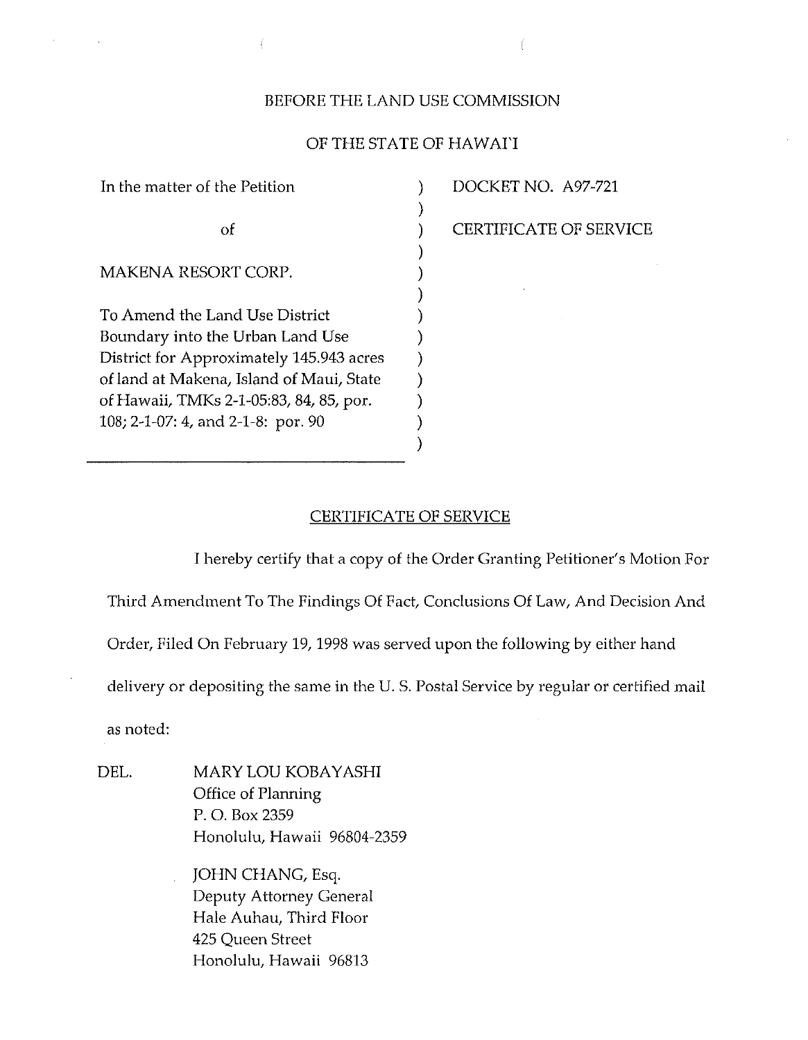BEFORE THE LAND USE COMMISSION

OF THE STATE OF HAWAI'I

| | | |
|---|---|---|
| In the matter of the Petition<br><br>of<br><br>MAKENA RESORT CORP.<br><br>To Amend the Land Use District Boundary into the Urban Land Use District for Approximately 145.943 acres of land at Makena, Island of Maui, State of Hawaii, TMKs 2-1-05:83, 84, 85, por. 108; 2-1-07: 4, and 2-1-8: por. 90 | ) | DOCKET NO. A97-721<br><br>CERTIFICATE OF SERVICE |

## CERTIFICATE OF SERVICE

I hereby certify that a copy of the Order Granting Petitioner's Motion For Third Amendment To The Findings Of Fact, Conclusions Of Law, And Decision And Order, Filed On February 19, 1998 was served upon the following by either hand delivery or depositing the same in the U. S. Postal Service by regular or certified mail as noted:

DEL. MARY LOU KOBAYASHI
Office of Planning
P. O. Box 2359
Honolulu, Hawaii 96804-2359

JOHN CHANG, Esq.
Deputy Attorney General
Hale Auhau, Third Floor
425 Queen Street
Honolulu, Hawaii 96813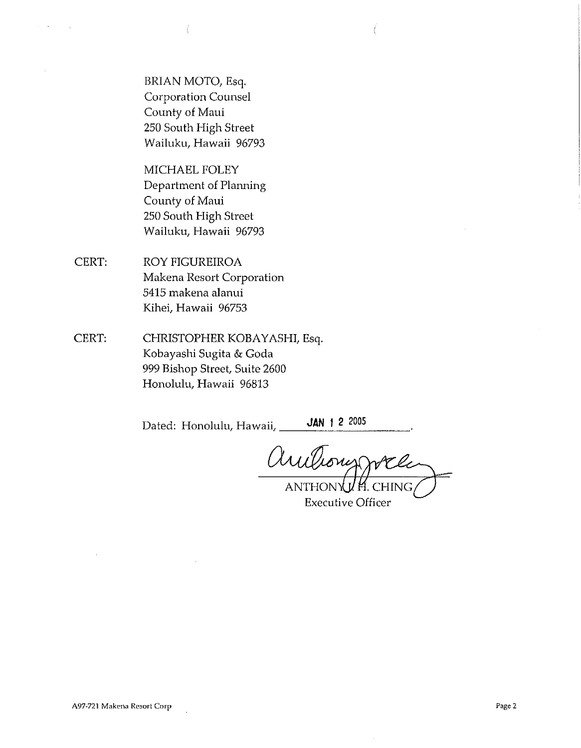BRIAN MOTO, Esq.
Corporation Counsel
County of Maui
250 South High Street
Wailuku, Hawaii 96793

MICHAEL FOLEY
Department of Planning
County of Maui
250 South High Street
Wailuku, Hawaii 96793

CERT: ROY FIGUREIROA
Makena Resort Corporation
5415 makena alanui
Kihei, Hawaii 96753

CERT: CHRISTOPHER KOBAYASHI, Esq.
Kobayashi Sugita & Goda
999 Bishop Street, Suite 2600
Honolulu, Hawaii 96813

Dated: Honolulu, Hawaii, JAN 12 2005.

ANTHONY J. H. CHING
Executive Officer

A97-721 Makena Resort Corp